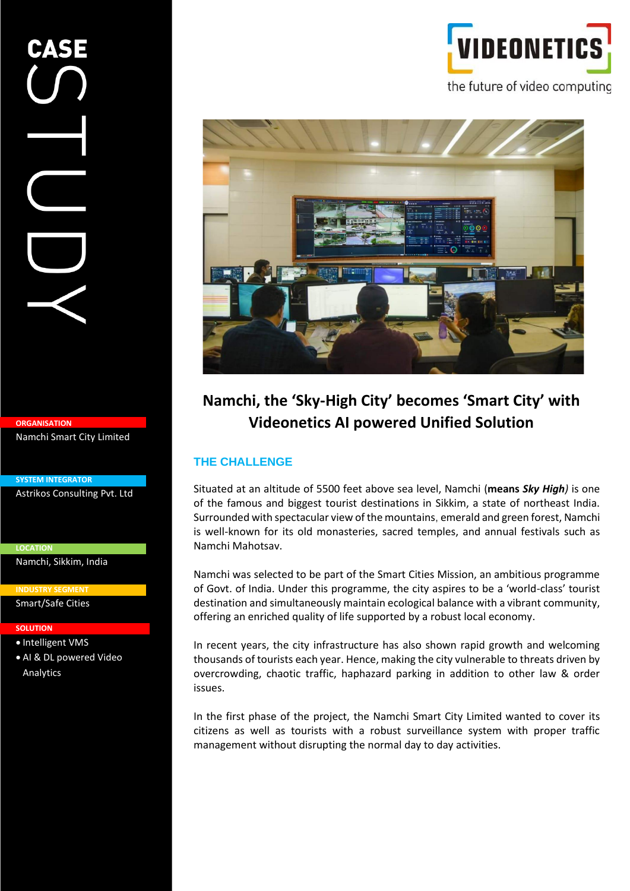# CASE STUDY

**ORGANISATION**
Namchi Smart City Limited

**SYSTEM INTEGRATOR**
Astrikos Consulting Pvt. Ltd

**LOCATION**
Namchi, Sikkim, India

**INDUSTRY SEGMENT**
Smart/Safe Cities

**SOLUTION**
- Intelligent VMS
- AI & DL powered Video Analytics

VIDEONETICS
the future of video computing

## Namchi, the 'Sky-High City' becomes 'Smart City' with Videonetics AI powered Unified Solution

### THE CHALLENGE

Situated at an altitude of 5500 feet above sea level, Namchi (**means *Sky High)*** is one of the famous and biggest tourist destinations in Sikkim, a state of northeast India. Surrounded with spectacular view of the mountains, emerald and green forest, Namchi is well-known for its old monasteries, sacred temples, and annual festivals such as Namchi Mahotsav.

Namchi was selected to be part of the Smart Cities Mission, an ambitious programme of Govt. of India. Under this programme, the city aspires to be a 'world-class' tourist destination and simultaneously maintain ecological balance with a vibrant community, offering an enriched quality of life supported by a robust local economy.

In recent years, the city infrastructure has also shown rapid growth and welcoming thousands of tourists each year. Hence, making the city vulnerable to threats driven by overcrowding, chaotic traffic, haphazard parking in addition to other law & order issues.

In the first phase of the project, the Namchi Smart City Limited wanted to cover its citizens as well as tourists with a robust surveillance system with proper traffic management without disrupting the normal day to day activities.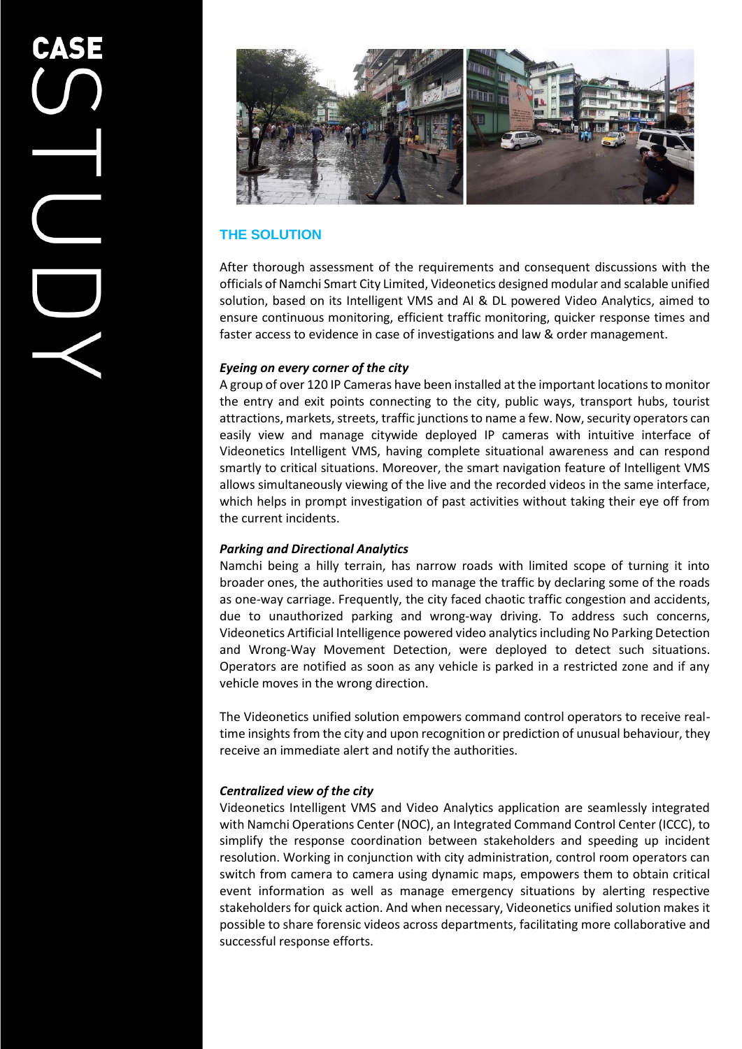## THE SOLUTION

After thorough assessment of the requirements and consequent discussions with the officials of Namchi Smart City Limited, Videonetics designed modular and scalable unified solution, based on its Intelligent VMS and AI & DL powered Video Analytics, aimed to ensure continuous monitoring, efficient traffic monitoring, quicker response times and faster access to evidence in case of investigations and law & order management.

***Eyeing on every corner of the city***

A group of over 120 IP Cameras have been installed at the important locations to monitor the entry and exit points connecting to the city, public ways, transport hubs, tourist attractions, markets, streets, traffic junctions to name a few. Now, security operators can easily view and manage citywide deployed IP cameras with intuitive interface of Videonetics Intelligent VMS, having complete situational awareness and can respond smartly to critical situations. Moreover, the smart navigation feature of Intelligent VMS allows simultaneously viewing of the live and the recorded videos in the same interface, which helps in prompt investigation of past activities without taking their eye off from the current incidents.

***Parking and Directional Analytics***

Namchi being a hilly terrain, has narrow roads with limited scope of turning it into broader ones, the authorities used to manage the traffic by declaring some of the roads as one-way carriage. Frequently, the city faced chaotic traffic congestion and accidents, due to unauthorized parking and wrong-way driving. To address such concerns, Videonetics Artificial Intelligence powered video analytics including No Parking Detection and Wrong-Way Movement Detection, were deployed to detect such situations. Operators are notified as soon as any vehicle is parked in a restricted zone and if any vehicle moves in the wrong direction.

The Videonetics unified solution empowers command control operators to receive real-time insights from the city and upon recognition or prediction of unusual behaviour, they receive an immediate alert and notify the authorities.

***Centralized view of the city***

Videonetics Intelligent VMS and Video Analytics application are seamlessly integrated with Namchi Operations Center (NOC), an Integrated Command Control Center (ICCC), to simplify the response coordination between stakeholders and speeding up incident resolution. Working in conjunction with city administration, control room operators can switch from camera to camera using dynamic maps, empowers them to obtain critical event information as well as manage emergency situations by alerting respective stakeholders for quick action. And when necessary, Videonetics unified solution makes it possible to share forensic videos across departments, facilitating more collaborative and successful response efforts.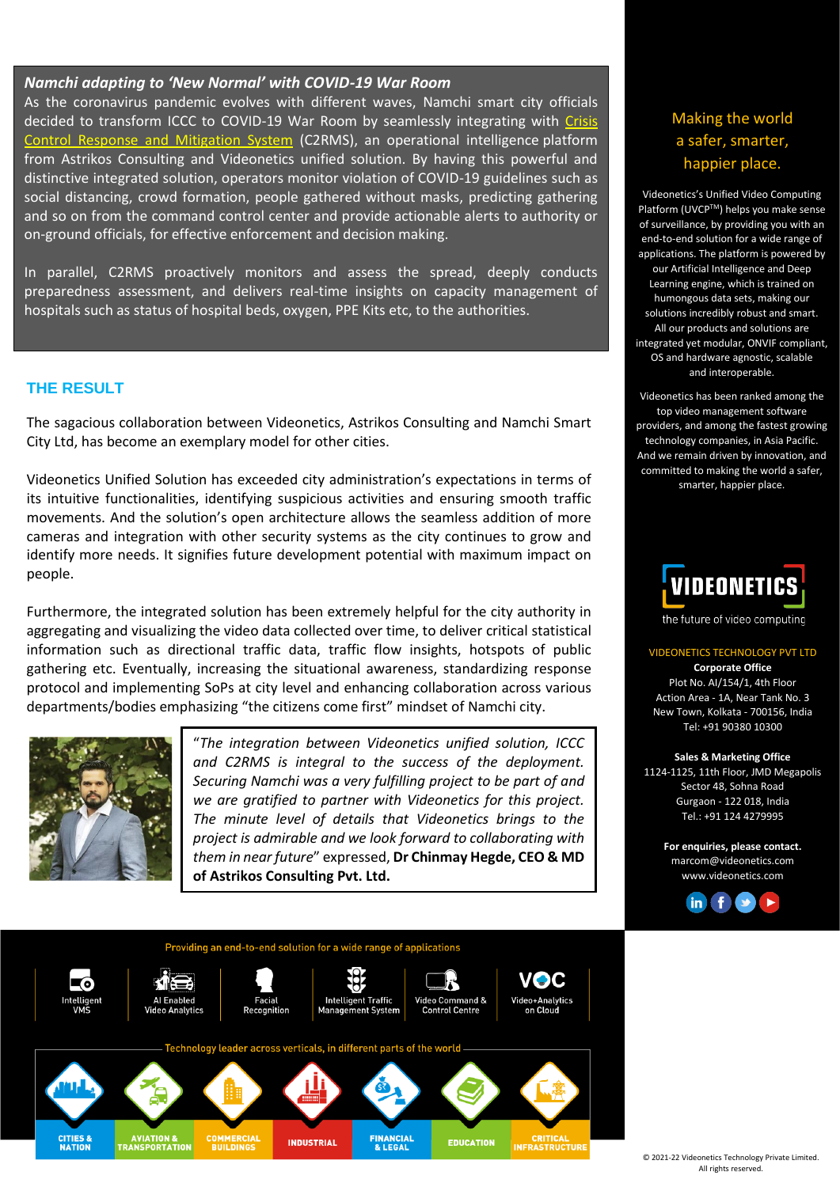### *Namchi adapting to 'New Normal' with COVID-19 War Room*

As the coronavirus pandemic evolves with different waves, Namchi smart city officials decided to transform ICCC to COVID-19 War Room by seamlessly integrating with Crisis Control Response and Mitigation System (C2RMS), an operational intelligence platform from Astrikos Consulting and Videonetics unified solution. By having this powerful and distinctive integrated solution, operators monitor violation of COVID-19 guidelines such as social distancing, crowd formation, people gathered without masks, predicting gathering and so on from the command control center and provide actionable alerts to authority or on-ground officials, for effective enforcement and decision making.

In parallel, C2RMS proactively monitors and assess the spread, deeply conducts preparedness assessment, and delivers real-time insights on capacity management of hospitals such as status of hospital beds, oxygen, PPE Kits etc, to the authorities.

## THE RESULT

The sagacious collaboration between Videonetics, Astrikos Consulting and Namchi Smart City Ltd, has become an exemplary model for other cities.

Videonetics Unified Solution has exceeded city administration's expectations in terms of its intuitive functionalities, identifying suspicious activities and ensuring smooth traffic movements. And the solution's open architecture allows the seamless addition of more cameras and integration with other security systems as the city continues to grow and identify more needs. It signifies future development potential with maximum impact on people.

Furthermore, the integrated solution has been extremely helpful for the city authority in aggregating and visualizing the video data collected over time, to deliver critical statistical information such as directional traffic data, traffic flow insights, hotspots of public gathering etc. Eventually, increasing the situational awareness, standardizing response protocol and implementing SoPs at city level and enhancing collaboration across various departments/bodies emphasizing "the citizens come first" mindset of Namchi city.

"*The integration between Videonetics unified solution, ICCC and C2RMS is integral to the success of the deployment. Securing Namchi was a very fulfilling project to be part of and we are gratified to partner with Videonetics for this project. The minute level of details that Videonetics brings to the project is admirable and we look forward to collaborating with them in near future*" expressed, **Dr Chinmay Hegde, CEO & MD of Astrikos Consulting Pvt. Ltd.**

Making the world a safer, smarter, happier place.

Videonetics's Unified Video Computing Platform (UVCP™) helps you make sense of surveillance, by providing you with an end-to-end solution for a wide range of applications. The platform is powered by our Artificial Intelligence and Deep Learning engine, which is trained on humongous data sets, making our solutions incredibly robust and smart. All our products and solutions are integrated yet modular, ONVIF compliant, OS and hardware agnostic, scalable and interoperable.

Videonetics has been ranked among the top video management software providers, and among the fastest growing technology companies, in Asia Pacific. And we remain driven by innovation, and committed to making the world a safer, smarter, happier place.

VIDEONETICS
the future of video computing

VIDEONETICS TECHNOLOGY PVT LTD

**Corporate Office**
Plot No. AI/154/1, 4th Floor
Action Area - 1A, Near Tank No. 3
New Town, Kolkata - 700156, India
Tel: +91 90380 10300

**Sales & Marketing Office**
1124-1125, 11th Floor, JMD Megapolis
Sector 48, Sohna Road
Gurgaon - 122 018, India
Tel.: +91 124 4279995

**For enquiries, please contact.**
marcom@videonetics.com
www.videonetics.com

Providing an end-to-end solution for a wide range of applications

Intelligent VMS
AI Enabled Video Analytics
Facial Recognition
Intelligent Traffic Management System
Video Command & Control Centre
Video+Analytics on Cloud

Technology leader across verticals, in different parts of the world

CITIES & NATION
AVIATION & TRANSPORTATION
COMMERCIAL BUILDINGS
INDUSTRIAL
FINANCIAL & LEGAL
EDUCATION
CRITICAL INFRASTRUCTURE

© 2021-22 Videonetics Technology Private Limited. All rights reserved.